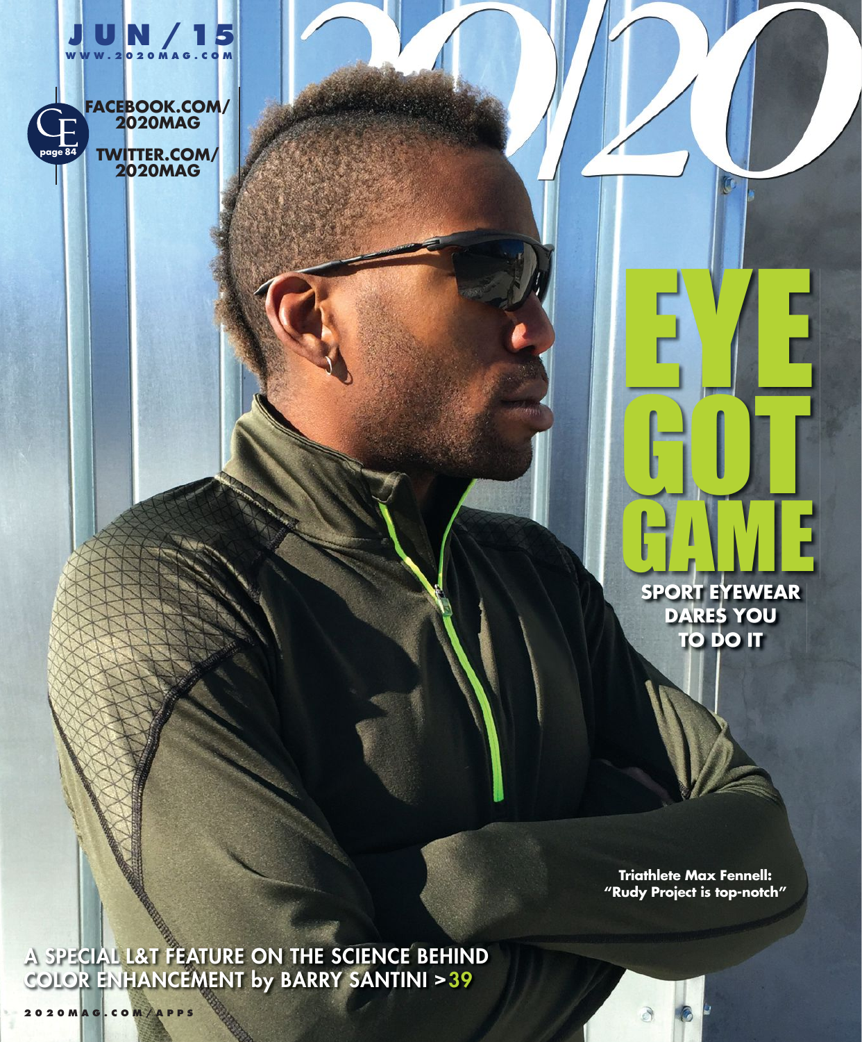# 20/20

**JUN / 15**
**WWW.2020MAG.COM**

CE page 84

FACEBOOK.COM/2020MAG

TWITTER.COM/2020MAG

# EYE GOT GAME

**SPORT EYEWEAR DARES YOU TO DO IT**

**Triathlete Max Fennell: "Rudy Project is top-notch"**

**A SPECIAL L&T FEATURE ON THE SCIENCE BEHIND COLOR ENHANCEMENT by BARRY SANTINI >39**

2020MAG.COM/APPS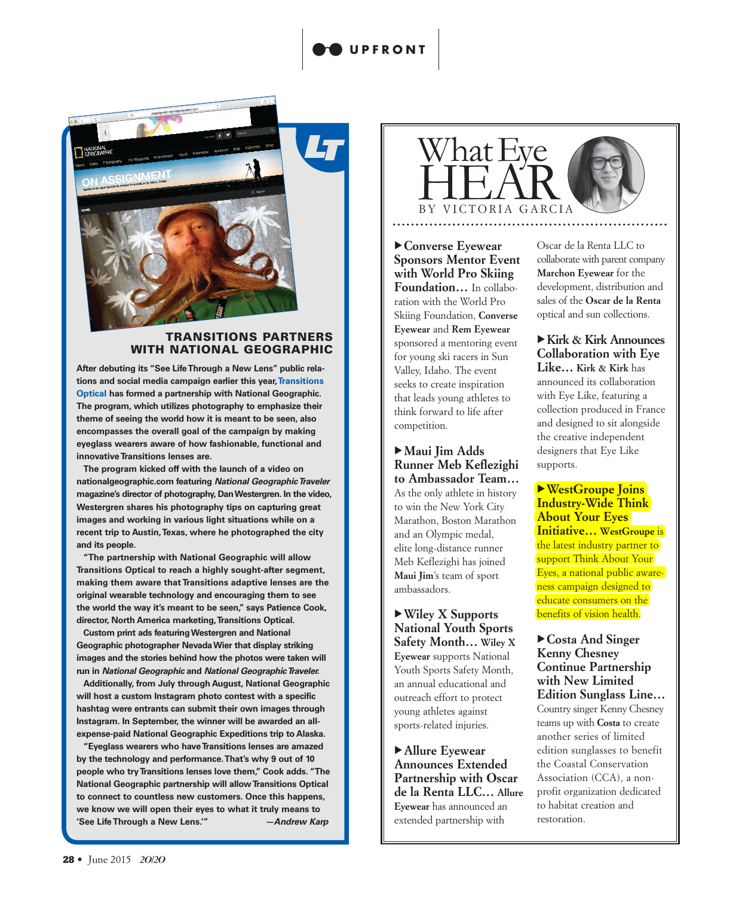## TRANSITIONS PARTNERS WITH NATIONAL GEOGRAPHIC

**After debuting its "See Life Through a New Lens" public relations and social media campaign earlier this year, Transitions Optical has formed a partnership with National Geographic. The program, which utilizes photography to emphasize their theme of seeing the world how it is meant to be seen, also encompasses the overall goal of the campaign by making eyeglass wearers aware of how fashionable, functional and innovative Transitions lenses are.**

**The program kicked off with the launch of a video on nationalgeographic.com featuring *National Geographic Traveler* magazine's director of photography, Dan Westergren. In the video, Westergren shares his photography tips on capturing great images and working in various light situations while on a recent trip to Austin, Texas, where he photographed the city and its people.**

**"The partnership with National Geographic will allow Transitions Optical to reach a highly sought-after segment, making them aware that Transitions adaptive lenses are the original wearable technology and encouraging them to see the world the way it's meant to be seen," says Patience Cook, director, North America marketing, Transitions Optical.**

**Custom print ads featuring Westergren and National Geographic photographer Nevada Wier that display striking images and the stories behind how the photos were taken will run in *National Geographic* and *National Geographic Traveler*.**

**Additionally, from July through August, National Geographic will host a custom Instagram photo contest with a specific hashtag were entrants can submit their own images through Instagram. In September, the winner will be awarded an all-expense-paid National Geographic Expeditions trip to Alaska.**

**"Eyeglass wearers who have Transitions lenses are amazed by the technology and performance. That's why 9 out of 10 people who try Transitions lenses love them," Cook adds. "The National Geographic partnership will allow Transitions Optical to connect to countless new customers. Once this happens, we know we will open their eyes to what it truly means to 'See Life Through a New Lens.'"** ***—Andrew Karp***

# What Eye HEAR

BY VICTORIA GARCIA

**▶ Converse Eyewear Sponsors Mentor Event with World Pro Skiing Foundation…** In collaboration with the World Pro Skiing Foundation, **Converse Eyewear** and **Rem Eyewear** sponsored a mentoring event for young ski racers in Sun Valley, Idaho. The event seeks to create inspiration that leads young athletes to think forward to life after competition.

**▶ Maui Jim Adds Runner Meb Keflezighi to Ambassador Team…** As the only athlete in history to win the New York City Marathon, Boston Marathon and an Olympic medal, elite long-distance runner Meb Keflezighi has joined **Maui Jim**'s team of sport ambassadors.

**▶ Wiley X Supports National Youth Sports Safety Month…** **Wiley X Eyewear** supports National Youth Sports Safety Month, an annual educational and outreach effort to protect young athletes against sports-related injuries.

**▶ Allure Eyewear Announces Extended Partnership with Oscar de la Renta LLC…** **Allure Eyewear** has announced an extended partnership with Oscar de la Renta LLC to collaborate with parent company **Marchon Eyewear** for the development, distribution and sales of the **Oscar de la Renta** optical and sun collections.

**▶ Kirk & Kirk Announces Collaboration with Eye Like…** **Kirk & Kirk** has announced its collaboration with Eye Like, featuring a collection produced in France and designed to sit alongside the creative independent designers that Eye Like supports.

**▶ WestGroupe Joins Industry-Wide Think About Your Eyes Initiative…** **WestGroupe** is the latest industry partner to support Think About Your Eyes, a national public awareness campaign designed to educate consumers on the benefits of vision health.

**▶ Costa And Singer Kenny Chesney Continue Partnership with New Limited Edition Sunglass Line…** Country singer Kenny Chesney teams up with **Costa** to create another series of limited edition sunglasses to benefit the Coastal Conservation Association (CCA), a non-profit organization dedicated to habitat creation and restoration.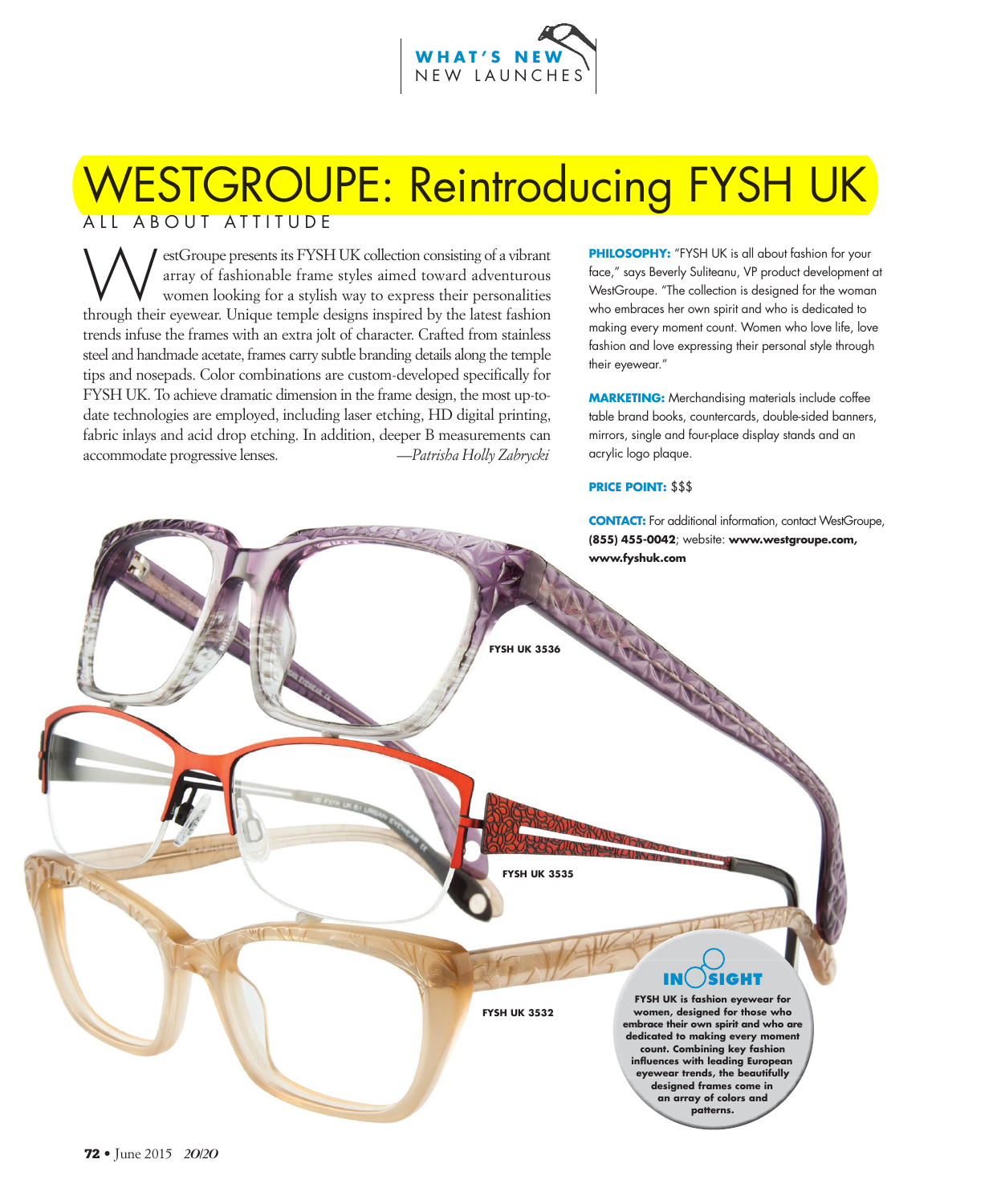WHAT'S NEW
NEW LAUNCHES

# WESTGROUPE: Reintroducing FYSH UK

ALL ABOUT ATTITUDE

WestGroupe presents its FYSH UK collection consisting of a vibrant array of fashionable frame styles aimed toward adventurous women looking for a stylish way to express their personalities through their eyewear. Unique temple designs inspired by the latest fashion trends infuse the frames with an extra jolt of character. Crafted from stainless steel and handmade acetate, frames carry subtle branding details along the temple tips and nosepads. Color combinations are custom-developed specifically for FYSH UK. To achieve dramatic dimension in the frame design, the most up-to-date technologies are employed, including laser etching, HD digital printing, fabric inlays and acid drop etching. In addition, deeper B measurements can accommodate progressive lenses. *—Patrisha Holly Zabrycki*

**PHILOSOPHY:** "FYSH UK is all about fashion for your face," says Beverly Suliteanu, VP product development at WestGroupe. "The collection is designed for the woman who embraces her own spirit and who is dedicated to making every moment count. Women who love life, love fashion and love expressing their personal style through their eyewear."

**MARKETING:** Merchandising materials include coffee table brand books, countercards, double-sided banners, mirrors, single and four-place display stands and an acrylic logo plaque.

**PRICE POINT:** $$$

**CONTACT:** For additional information, contact WestGroupe, **(855) 455-0042**; website: **www.westgroupe.com, www.fyshuk.com**

**FYSH UK 3536**

**FYSH UK 3535**

**FYSH UK 3532**

**INSIGHT**

**FYSH UK is fashion eyewear for women, designed for those who embrace their own spirit and who are dedicated to making every moment count. Combining key fashion influences with leading European eyewear trends, the beautifully designed frames come in an array of colors and patterns.**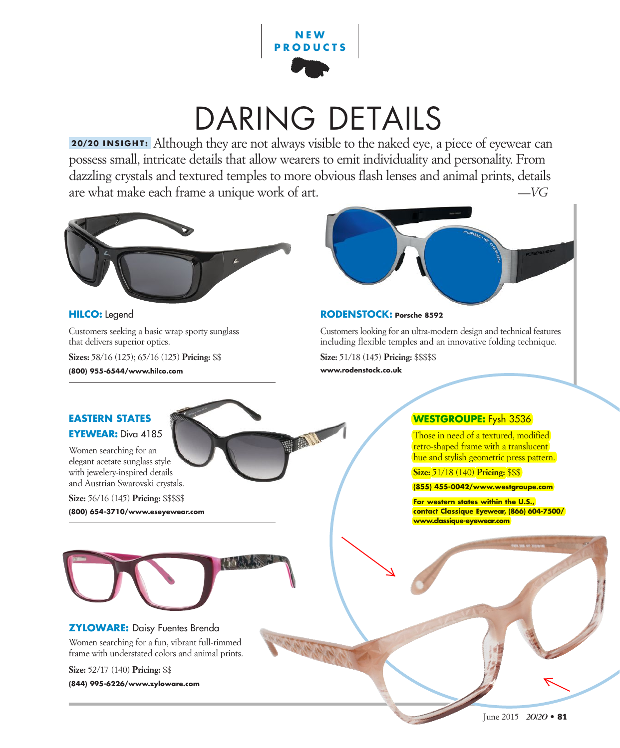NEW PRODUCTS

# DARING DETAILS

**20/20 INSIGHT:** Although they are not always visible to the naked eye, a piece of eyewear can possess small, intricate details that allow wearers to emit individuality and personality. From dazzling crystals and textured temples to more obvious flash lenses and animal prints, details are what make each frame a unique work of art. *—VG*

### HILCO: Legend

Customers seeking a basic wrap sporty sunglass that delivers superior optics.

**Sizes:** 58/16 (125); 65/16 (125) **Pricing:** $$

**(800) 955-6544/www.hilco.com**

### RODENSTOCK: Porsche 8592

Customers looking for an ultra-modern design and technical features including flexible temples and an innovative folding technique.

**Size:** 51/18 (145) **Pricing:** $$$$$

**www.rodenstock.co.uk**

### EASTERN STATES EYEWEAR: Diva 4185

Women searching for an elegant acetate sunglass style with jewelery-inspired details and Austrian Swarovski crystals.

**Size:** 56/16 (145) **Pricing:** $$$$$

**(800) 654-3710/www.eseyewear.com**

### WESTGROUPE: Fysh 3536

Those in need of a textured, modified retro-shaped frame with a translucent hue and stylish geometric press pattern.

**Size:** 51/18 (140) **Pricing:** $$$

**(855) 455-0042/www.westgroupe.com**

**For western states within the U.S., contact Classique Eyewear, (866) 604-7500/ www.classique-eyewear.com**

### ZYLOWARE: Daisy Fuentes Brenda

Women searching for a fun, vibrant full-rimmed frame with understated colors and animal prints.

**Size:** 52/17 (140) **Pricing:** $$

**(844) 995-6226/www.zyloware.com**